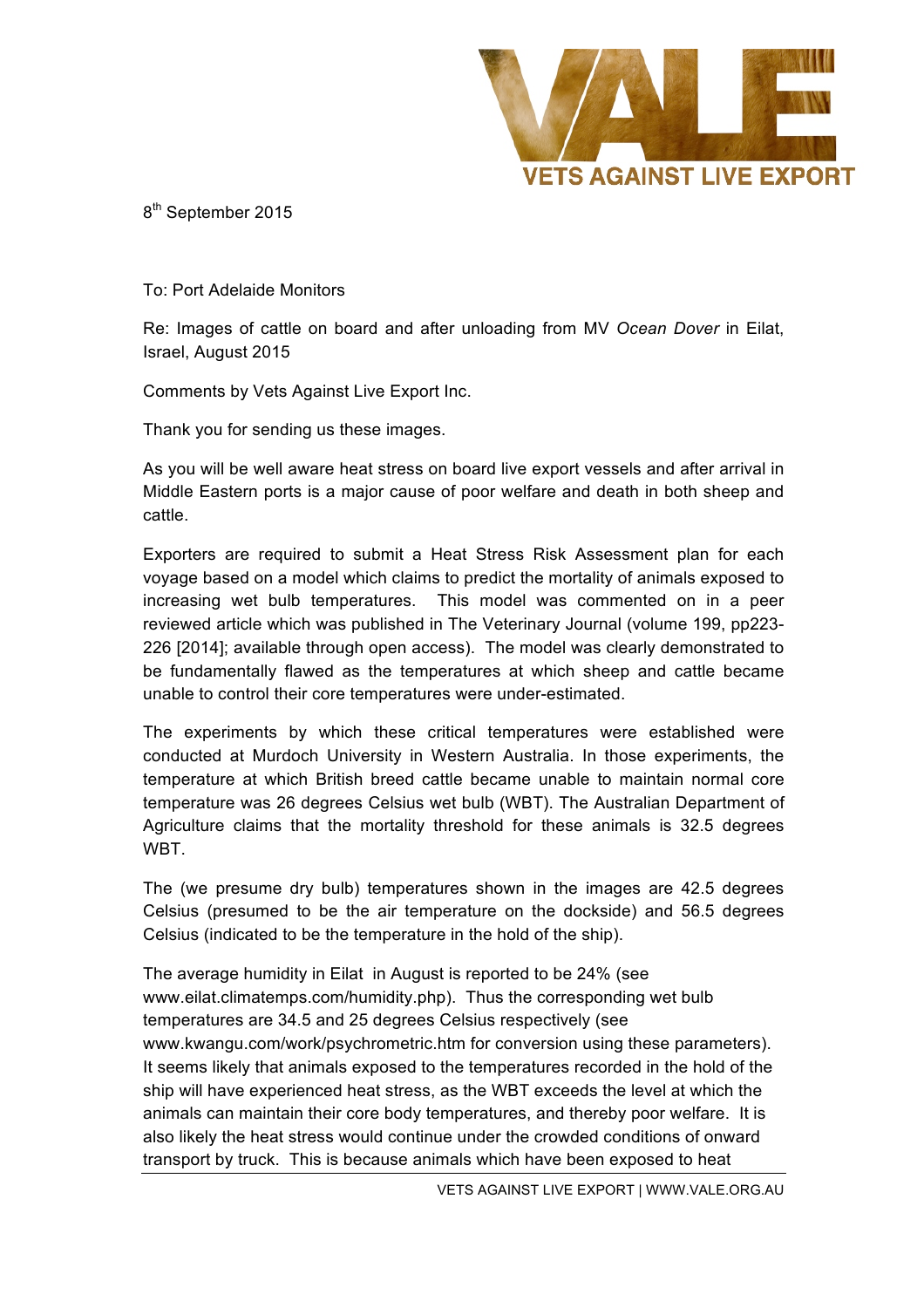VETS AGAINST LIVE EXPORT

8th September 2015

To: Port Adelaide Monitors

Re: Images of cattle on board and after unloading from MV *Ocean Dover* in Eilat, Israel, August 2015

Comments by Vets Against Live Export Inc.

Thank you for sending us these images.

As you will be well aware heat stress on board live export vessels and after arrival in Middle Eastern ports is a major cause of poor welfare and death in both sheep and cattle.

Exporters are required to submit a Heat Stress Risk Assessment plan for each voyage based on a model which claims to predict the mortality of animals exposed to increasing wet bulb temperatures. This model was commented on in a peer reviewed article which was published in The Veterinary Journal (volume 199, pp223-226 [2014]; available through open access). The model was clearly demonstrated to be fundamentally flawed as the temperatures at which sheep and cattle became unable to control their core temperatures were under-estimated.

The experiments by which these critical temperatures were established were conducted at Murdoch University in Western Australia. In those experiments, the temperature at which British breed cattle became unable to maintain normal core temperature was 26 degrees Celsius wet bulb (WBT). The Australian Department of Agriculture claims that the mortality threshold for these animals is 32.5 degrees WBT.

The (we presume dry bulb) temperatures shown in the images are 42.5 degrees Celsius (presumed to be the air temperature on the dockside) and 56.5 degrees Celsius (indicated to be the temperature in the hold of the ship).

The average humidity in Eilat in August is reported to be 24% (see www.eilat.climatemps.com/humidity.php). Thus the corresponding wet bulb temperatures are 34.5 and 25 degrees Celsius respectively (see www.kwangu.com/work/psychrometric.htm for conversion using these parameters). It seems likely that animals exposed to the temperatures recorded in the hold of the ship will have experienced heat stress, as the WBT exceeds the level at which the animals can maintain their core body temperatures, and thereby poor welfare. It is also likely the heat stress would continue under the crowded conditions of onward transport by truck. This is because animals which have been exposed to heat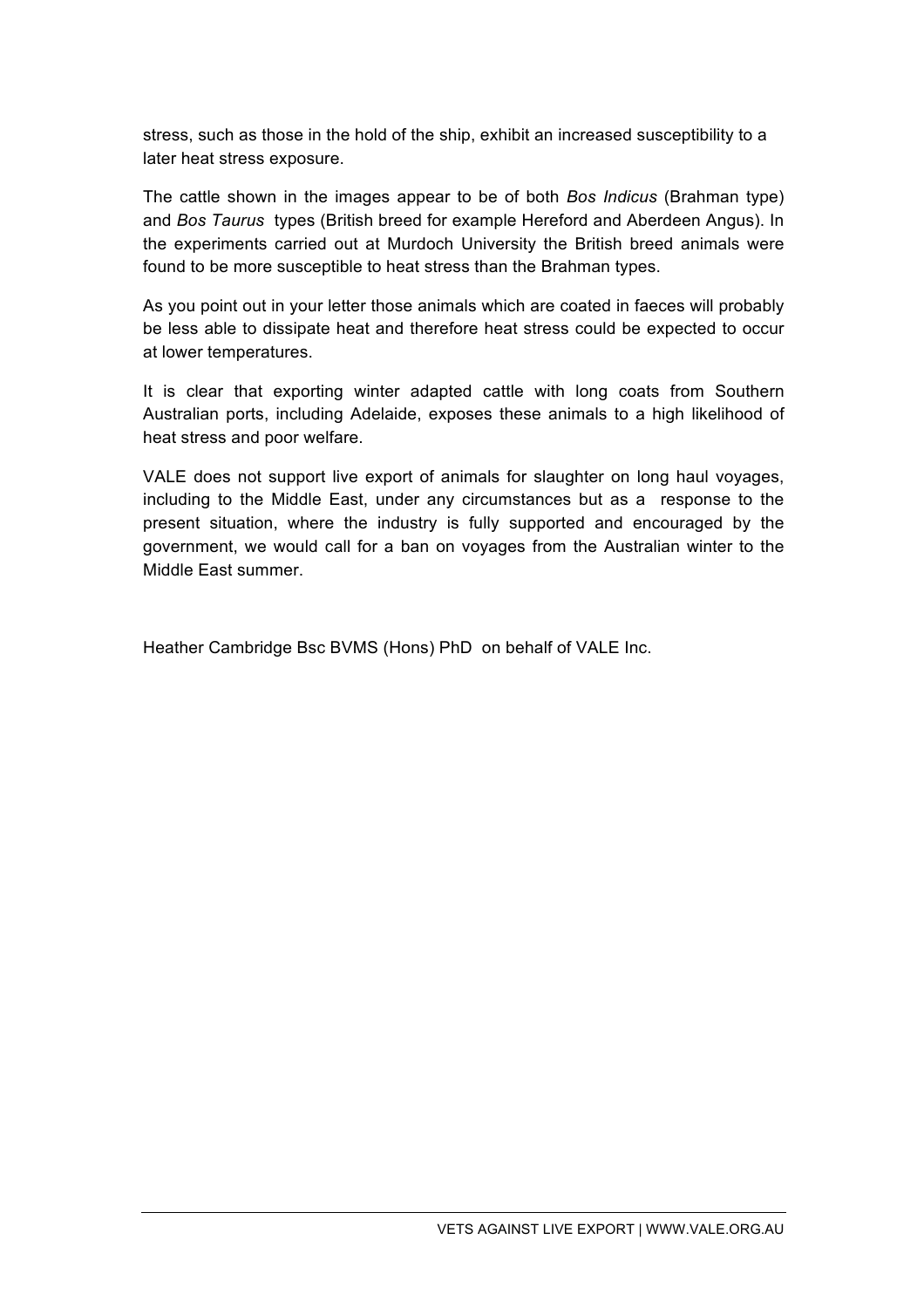stress, such as those in the hold of the ship, exhibit an increased susceptibility to a later heat stress exposure.

The cattle shown in the images appear to be of both *Bos Indicus* (Brahman type) and *Bos Taurus* types (British breed for example Hereford and Aberdeen Angus). In the experiments carried out at Murdoch University the British breed animals were found to be more susceptible to heat stress than the Brahman types.

As you point out in your letter those animals which are coated in faeces will probably be less able to dissipate heat and therefore heat stress could be expected to occur at lower temperatures.

It is clear that exporting winter adapted cattle with long coats from Southern Australian ports, including Adelaide, exposes these animals to a high likelihood of heat stress and poor welfare.

VALE does not support live export of animals for slaughter on long haul voyages, including to the Middle East, under any circumstances but as a response to the present situation, where the industry is fully supported and encouraged by the government, we would call for a ban on voyages from the Australian winter to the Middle East summer.

Heather Cambridge Bsc BVMS (Hons) PhD on behalf of VALE Inc.